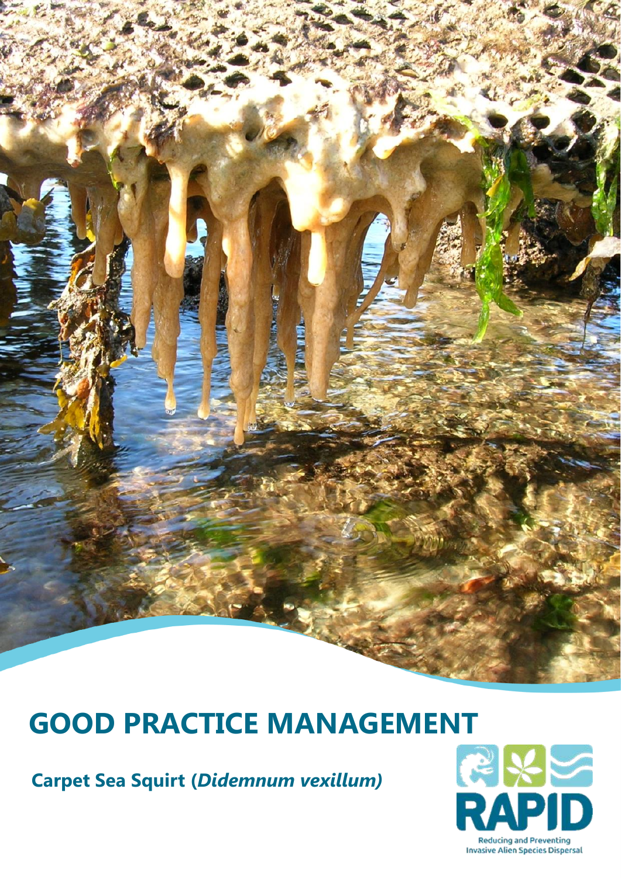# GOOD PRACTICE MANAGEMENT

**Carpet Sea Squirt (*Didemnum vexillum*)**

RAPID

Reducing and Preventing Invasive Alien Species Dispersal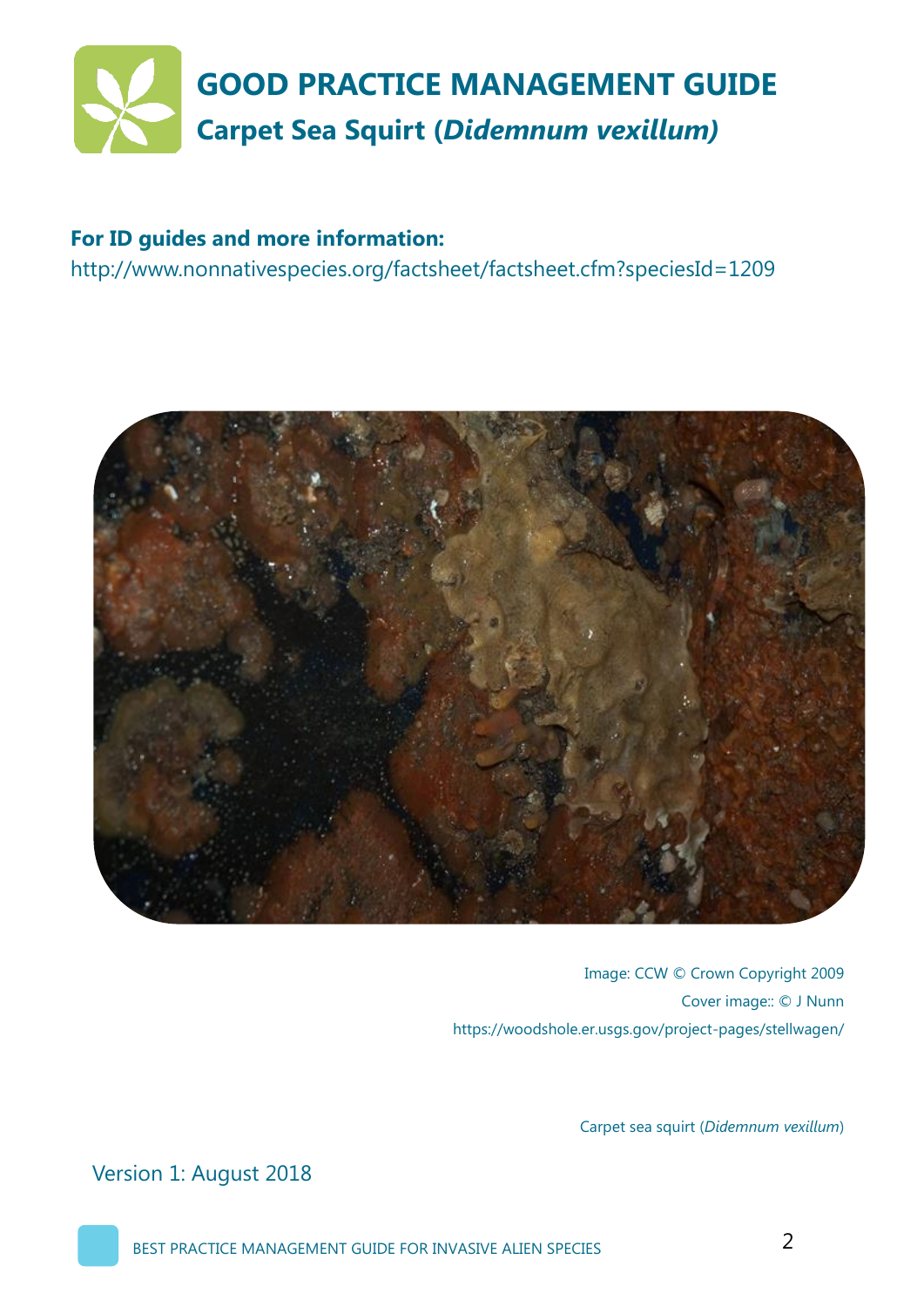# GOOD PRACTICE MANAGEMENT GUIDE

## Carpet Sea Squirt (*Didemnum vexillum)*

**For ID guides and more information:**

http://www.nonnativespecies.org/factsheet/factsheet.cfm?speciesId=1209

Image: CCW © Crown Copyright 2009

Cover image:: © J Nunn

https://woodshole.er.usgs.gov/project-pages/stellwagen/

Carpet sea squirt (*Didemnum vexillum*)

Version 1: August 2018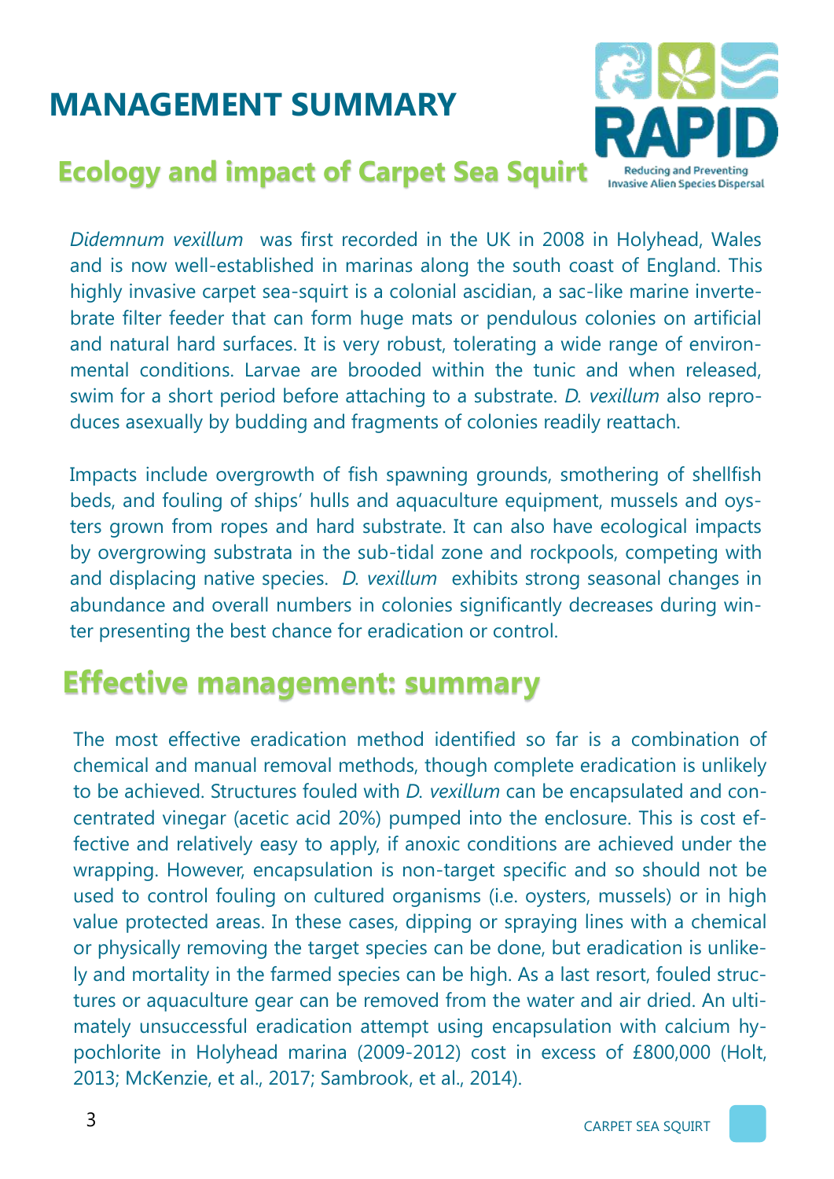# MANAGEMENT SUMMARY

## Ecology and impact of Carpet Sea Squirt

*Didemnum vexillum* was first recorded in the UK in 2008 in Holyhead, Wales and is now well-established in marinas along the south coast of England. This highly invasive carpet sea-squirt is a colonial ascidian, a sac-like marine invertebrate filter feeder that can form huge mats or pendulous colonies on artificial and natural hard surfaces. It is very robust, tolerating a wide range of environmental conditions. Larvae are brooded within the tunic and when released, swim for a short period before attaching to a substrate. *D. vexillum* also reproduces asexually by budding and fragments of colonies readily reattach.

Impacts include overgrowth of fish spawning grounds, smothering of shellfish beds, and fouling of ships' hulls and aquaculture equipment, mussels and oysters grown from ropes and hard substrate. It can also have ecological impacts by overgrowing substrata in the sub-tidal zone and rockpools, competing with and displacing native species. *D. vexillum* exhibits strong seasonal changes in abundance and overall numbers in colonies significantly decreases during winter presenting the best chance for eradication or control.

## Effective management: summary

The most effective eradication method identified so far is a combination of chemical and manual removal methods, though complete eradication is unlikely to be achieved. Structures fouled with *D. vexillum* can be encapsulated and concentrated vinegar (acetic acid 20%) pumped into the enclosure. This is cost effective and relatively easy to apply, if anoxic conditions are achieved under the wrapping. However, encapsulation is non-target specific and so should not be used to control fouling on cultured organisms (i.e. oysters, mussels) or in high value protected areas. In these cases, dipping or spraying lines with a chemical or physically removing the target species can be done, but eradication is unlikely and mortality in the farmed species can be high. As a last resort, fouled structures or aquaculture gear can be removed from the water and air dried. An ultimately unsuccessful eradication attempt using encapsulation with calcium hypochlorite in Holyhead marina (2009-2012) cost in excess of £800,000 (Holt, 2013; McKenzie, et al., 2017; Sambrook, et al., 2014).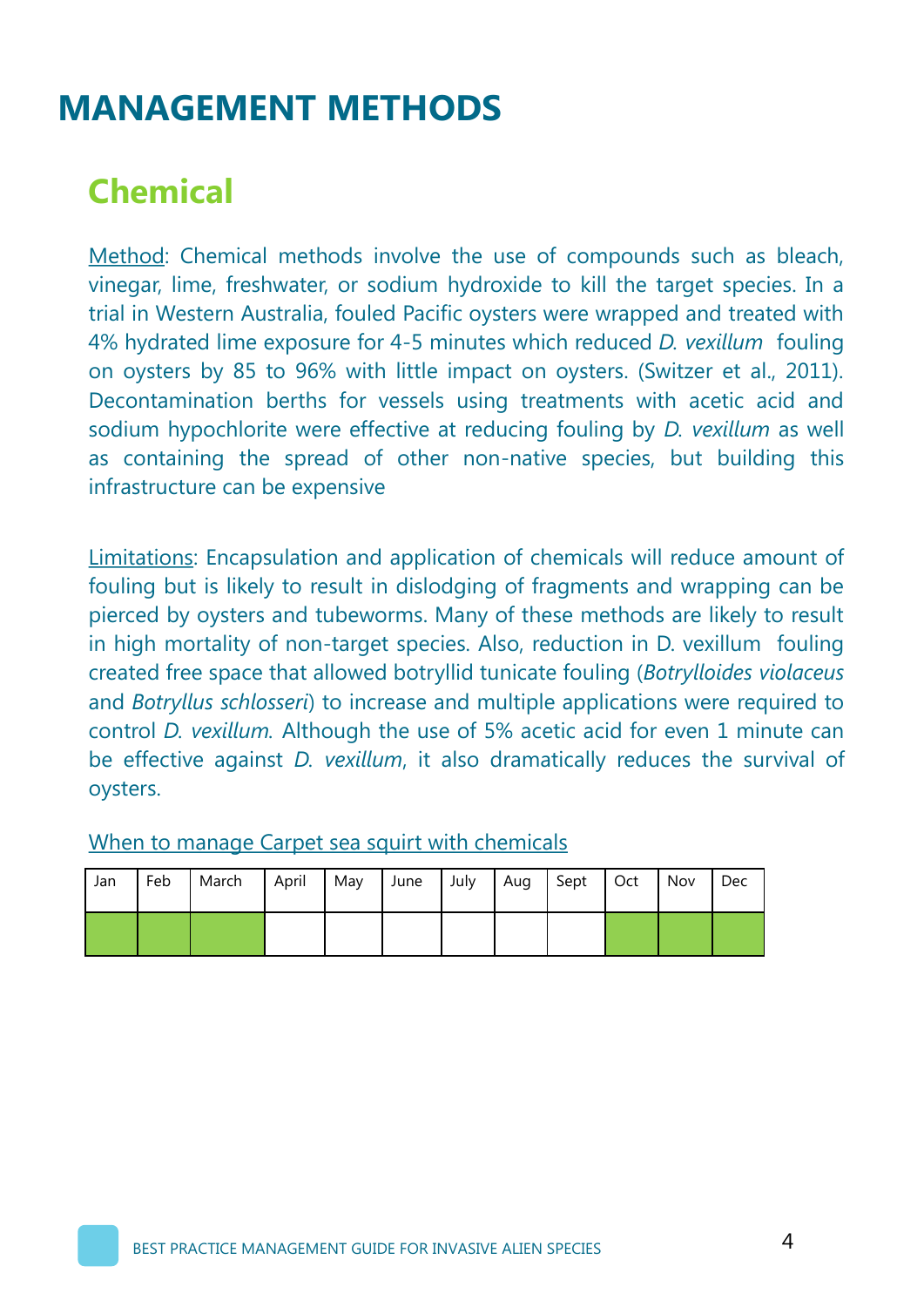# MANAGEMENT METHODS

## Chemical

Method: Chemical methods involve the use of compounds such as bleach, vinegar, lime, freshwater, or sodium hydroxide to kill the target species. In a trial in Western Australia, fouled Pacific oysters were wrapped and treated with 4% hydrated lime exposure for 4-5 minutes which reduced *D. vexillum* fouling on oysters by 85 to 96% with little impact on oysters. (Switzer et al., 2011). Decontamination berths for vessels using treatments with acetic acid and sodium hypochlorite were effective at reducing fouling by *D. vexillum* as well as containing the spread of other non-native species, but building this infrastructure can be expensive

Limitations: Encapsulation and application of chemicals will reduce amount of fouling but is likely to result in dislodging of fragments and wrapping can be pierced by oysters and tubeworms. Many of these methods are likely to result in high mortality of non-target species. Also, reduction in D. vexillum fouling created free space that allowed botryllid tunicate fouling (*Botrylloides violaceus* and *Botryllus schlosseri*) to increase and multiple applications were required to control *D. vexillum*. Although the use of 5% acetic acid for even 1 minute can be effective against *D. vexillum*, it also dramatically reduces the survival of oysters.

When to manage Carpet sea squirt with chemicals

| Jan | Feb | March | April | May | June | July | Aug | Sept | Oct | Nov | Dec |
|---|---|---|---|---|---|---|---|---|---|---|---|
| ■ | ■ | ■ | | | | | | | ■ | ■ | ■ |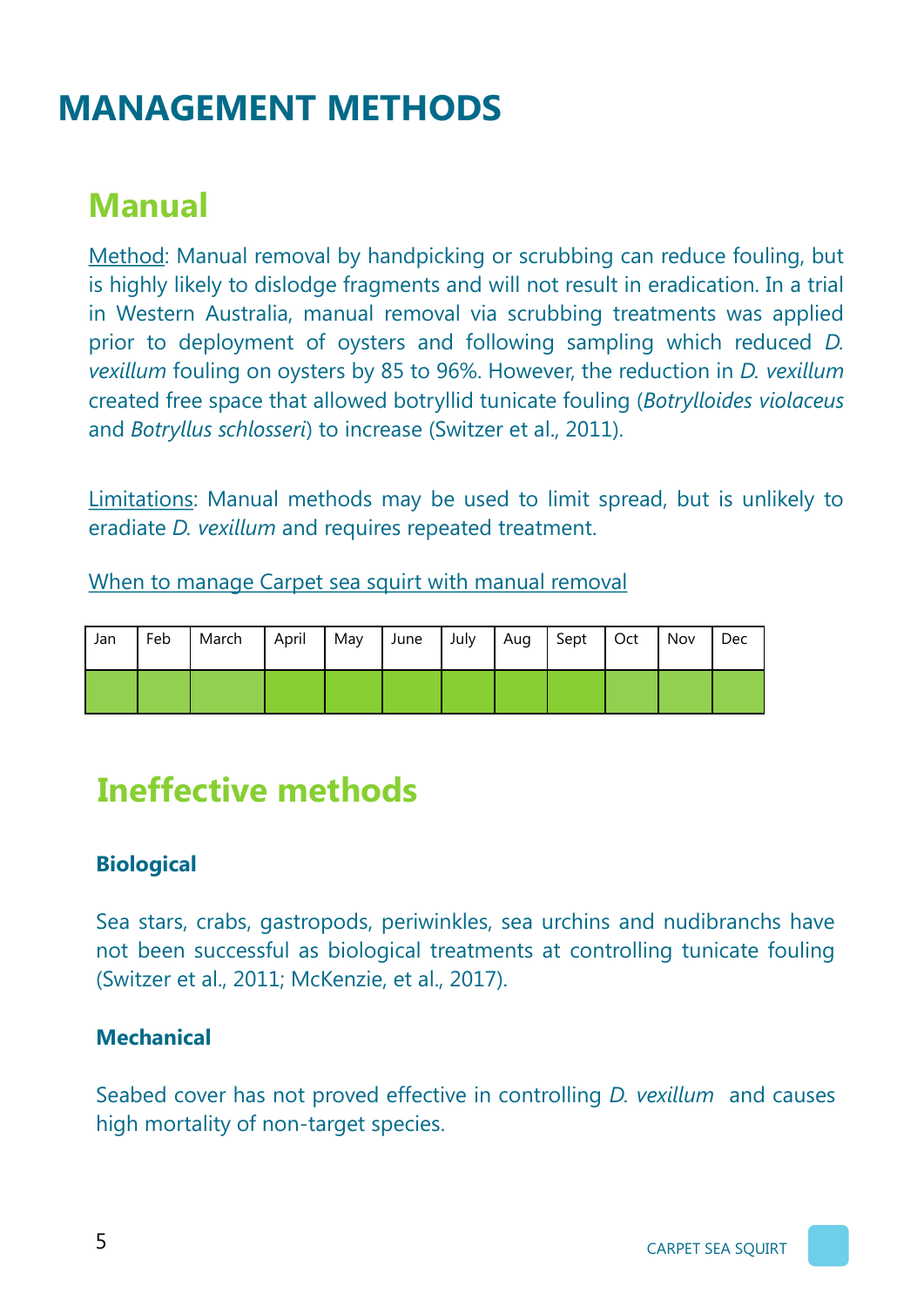# MANAGEMENT METHODS

## Manual

Method: Manual removal by handpicking or scrubbing can reduce fouling, but is highly likely to dislodge fragments and will not result in eradication. In a trial in Western Australia, manual removal via scrubbing treatments was applied prior to deployment of oysters and following sampling which reduced *D. vexillum* fouling on oysters by 85 to 96%. However, the reduction in *D. vexillum* created free space that allowed botryllid tunicate fouling (*Botrylloides violaceus* and *Botryllus schlosseri*) to increase (Switzer et al., 2011).

Limitations: Manual methods may be used to limit spread, but is unlikely to eradiate *D. vexillum* and requires repeated treatment.

When to manage Carpet sea squirt with manual removal

| Jan | Feb | March | April | May | June | July | Aug | Sept | Oct | Nov | Dec |
|---|---|---|---|---|---|---|---|---|---|---|---|
| | | | | | | | | | | | |

## Ineffective methods

### Biological

Sea stars, crabs, gastropods, periwinkles, sea urchins and nudibranchs have not been successful as biological treatments at controlling tunicate fouling (Switzer et al., 2011; McKenzie, et al., 2017).

### Mechanical

Seabed cover has not proved effective in controlling *D. vexillum* and causes high mortality of non-target species.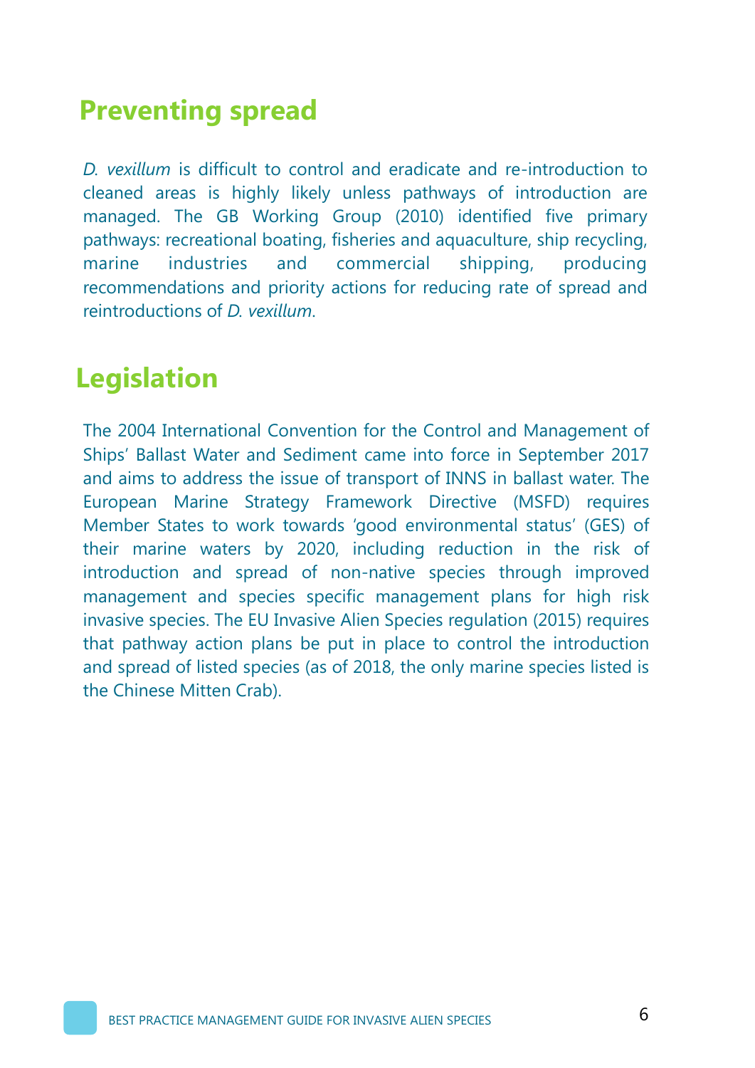## Preventing spread

*D. vexillum* is difficult to control and eradicate and re-introduction to cleaned areas is highly likely unless pathways of introduction are managed. The GB Working Group (2010) identified five primary pathways: recreational boating, fisheries and aquaculture, ship recycling, marine industries and commercial shipping, producing recommendations and priority actions for reducing rate of spread and reintroductions of *D. vexillum*.

## Legislation

The 2004 International Convention for the Control and Management of Ships' Ballast Water and Sediment came into force in September 2017 and aims to address the issue of transport of INNS in ballast water. The European Marine Strategy Framework Directive (MSFD) requires Member States to work towards 'good environmental status' (GES) of their marine waters by 2020, including reduction in the risk of introduction and spread of non-native species through improved management and species specific management plans for high risk invasive species. The EU Invasive Alien Species regulation (2015) requires that pathway action plans be put in place to control the introduction and spread of listed species (as of 2018, the only marine species listed is the Chinese Mitten Crab).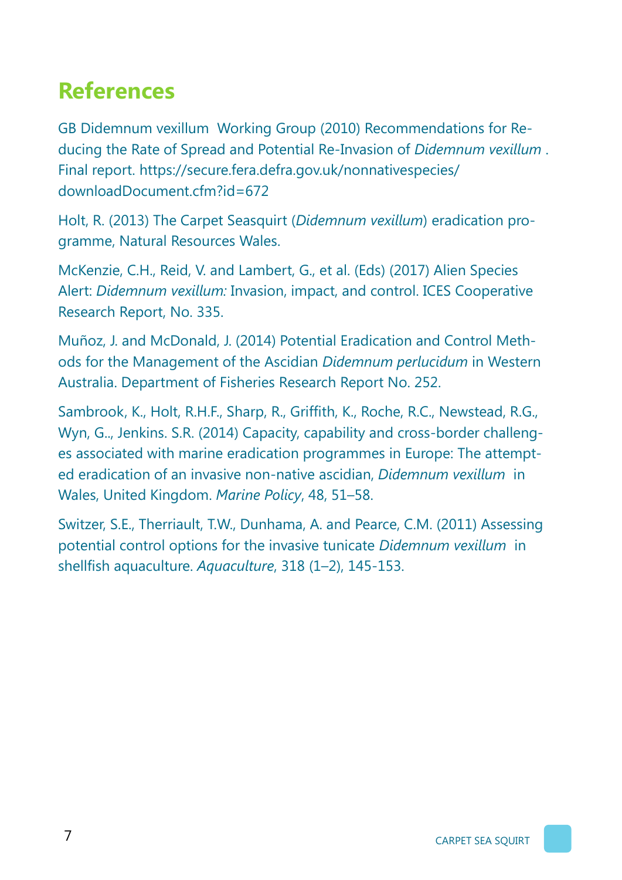## References

GB Didemnum vexillum Working Group (2010) Recommendations for Reducing the Rate of Spread and Potential Re-Invasion of *Didemnum vexillum* . Final report. https://secure.fera.defra.gov.uk/nonnativespecies/downloadDocument.cfm?id=672

Holt, R. (2013) The Carpet Seasquirt (*Didemnum vexillum*) eradication programme, Natural Resources Wales.

McKenzie, C.H., Reid, V. and Lambert, G., et al. (Eds) (2017) Alien Species Alert: *Didemnum vexillum:* Invasion, impact, and control. ICES Cooperative Research Report, No. 335.

Muñoz, J. and McDonald, J. (2014) Potential Eradication and Control Methods for the Management of the Ascidian *Didemnum perlucidum* in Western Australia. Department of Fisheries Research Report No. 252.

Sambrook, K., Holt, R.H.F., Sharp, R., Griffith, K., Roche, R.C., Newstead, R.G., Wyn, G.., Jenkins. S.R. (2014) Capacity, capability and cross-border challenges associated with marine eradication programmes in Europe: The attempted eradication of an invasive non-native ascidian, *Didemnum vexillum* in Wales, United Kingdom. *Marine Policy*, 48, 51–58.

Switzer, S.E., Therriault, T.W., Dunhama, A. and Pearce, C.M. (2011) Assessing potential control options for the invasive tunicate *Didemnum vexillum* in shellfish aquaculture. *Aquaculture*, 318 (1–2), 145-153.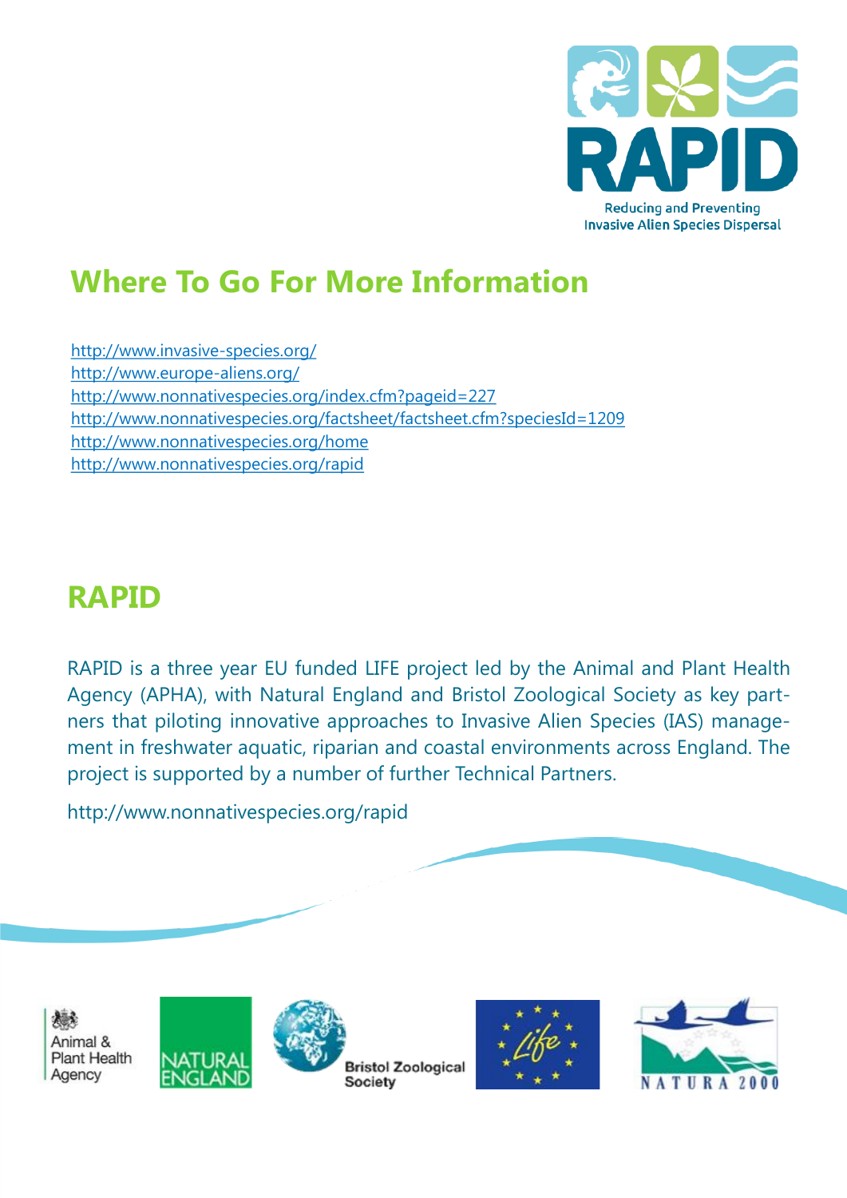## Where To Go For More Information

http://www.invasive-species.org/
http://www.europe-aliens.org/
http://www.nonnativespecies.org/index.cfm?pageid=227
http://www.nonnativespecies.org/factsheet/factsheet.cfm?speciesId=1209
http://www.nonnativespecies.org/home
http://www.nonnativespecies.org/rapid

## RAPID

RAPID is a three year EU funded LIFE project led by the Animal and Plant Health Agency (APHA), with Natural England and Bristol Zoological Society as key partners that piloting innovative approaches to Invasive Alien Species (IAS) management in freshwater aquatic, riparian and coastal environments across England. The project is supported by a number of further Technical Partners.

http://www.nonnativespecies.org/rapid